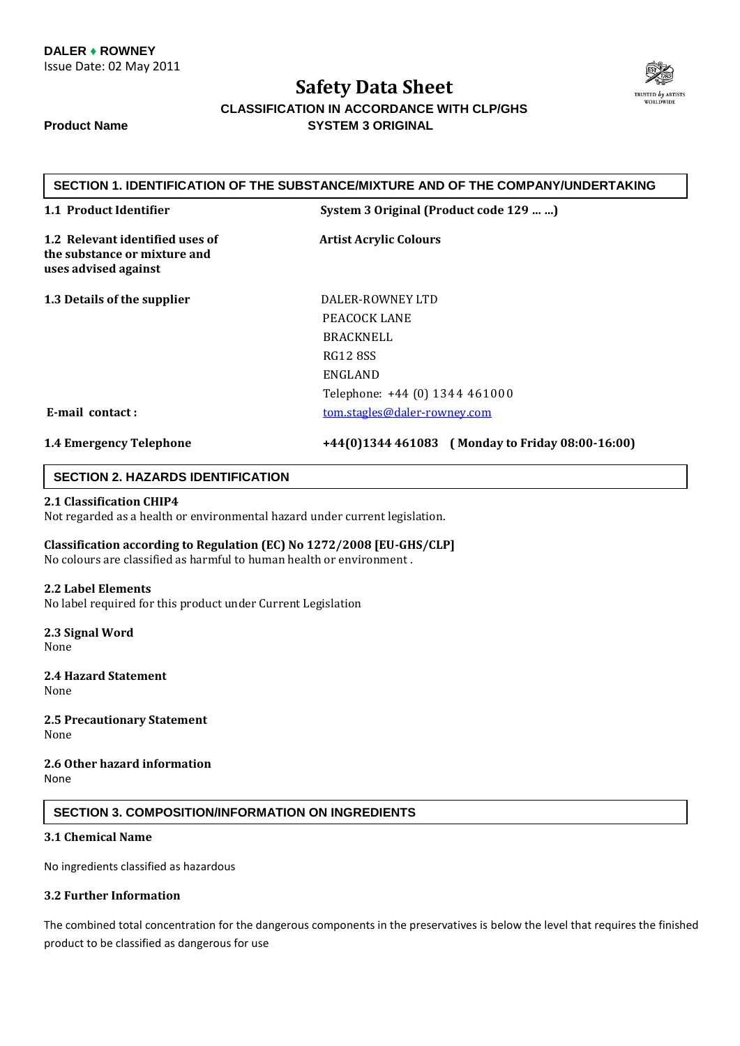**DALER ♦ ROWNEY**
Issue Date: 02 May 2011

# Safety Data Sheet

**CLASSIFICATION IN ACCORDANCE WITH CLP/GHS**

**Product Name** **SYSTEM 3 ORIGINAL**

## SECTION 1. IDENTIFICATION OF THE SUBSTANCE/MIXTURE AND OF THE COMPANY/UNDERTAKING

| | |
|---|---|
| **1.1 Product Identifier** | **System 3 Original (Product code 129 … …)** |
| **1.2 Relevant identified uses of the substance or mixture and uses advised against** | **Artist Acrylic Colours** |
| **1.3 Details of the supplier** | DALER-ROWNEY LTD<br>PEACOCK LANE<br>BRACKNELL<br>RG12 8SS<br>ENGLAND<br>Telephone: +44 (0) 1344 461000 |
| **E-mail contact :** | tom.stagles@daler-rowney.com |
| **1.4 Emergency Telephone** | **+44(0)1344 461083 ( Monday to Friday 08:00-16:00)** |

## SECTION 2. HAZARDS IDENTIFICATION

**2.1 Classification CHIP4**
Not regarded as a health or environmental hazard under current legislation.

**Classification according to Regulation (EC) No 1272/2008 [EU-GHS/CLP]**
No colours are classified as harmful to human health or environment .

**2.2 Label Elements**
No label required for this product under Current Legislation

**2.3 Signal Word**
None

**2.4 Hazard Statement**
None

**2.5 Precautionary Statement**
None

**2.6 Other hazard information**
None

## SECTION 3. COMPOSITION/INFORMATION ON INGREDIENTS

**3.1 Chemical Name**

No ingredients classified as hazardous

**3.2 Further Information**

The combined total concentration for the dangerous components in the preservatives is below the level that requires the finished product to be classified as dangerous for use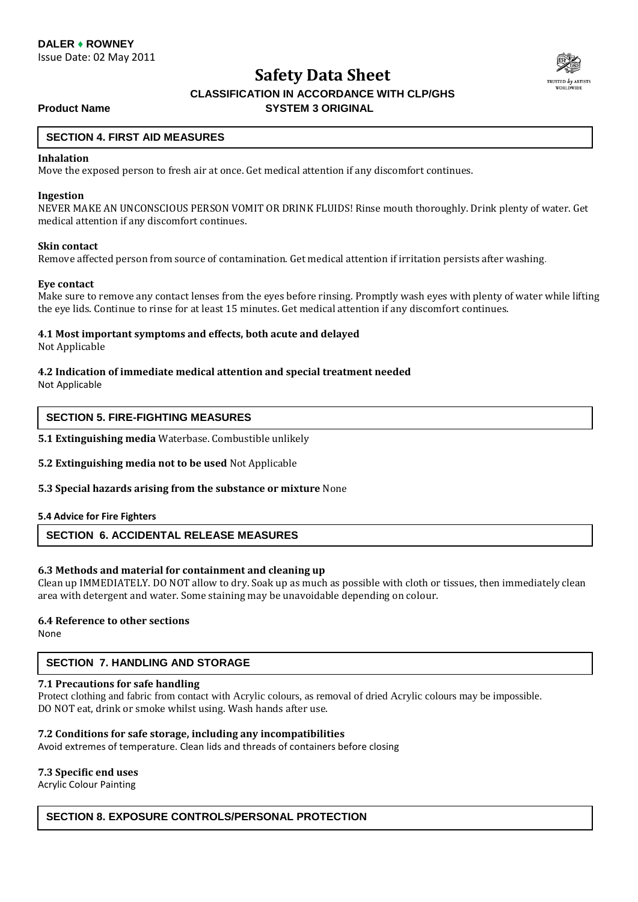## SECTION 4. FIRST AID MEASURES

**Inhalation**

Move the exposed person to fresh air at once. Get medical attention if any discomfort continues.

**Ingestion**

NEVER MAKE AN UNCONSCIOUS PERSON VOMIT OR DRINK FLUIDS! Rinse mouth thoroughly. Drink plenty of water. Get medical attention if any discomfort continues.

**Skin contact**

Remove affected person from source of contamination. Get medical attention if irritation persists after washing.

**Eye contact**

Make sure to remove any contact lenses from the eyes before rinsing. Promptly wash eyes with plenty of water while lifting the eye lids. Continue to rinse for at least 15 minutes. Get medical attention if any discomfort continues.

**4.1 Most important symptoms and effects, both acute and delayed**

Not Applicable

**4.2 Indication of immediate medical attention and special treatment needed**

Not Applicable

## SECTION 5. FIRE-FIGHTING MEASURES

**5.1 Extinguishing media** Waterbase. Combustible unlikely

**5.2 Extinguishing media not to be used** Not Applicable

**5.3 Special hazards arising from the substance or mixture** None

**5.4 Advice for Fire Fighters**

## SECTION 6. ACCIDENTAL RELEASE MEASURES

**6.3 Methods and material for containment and cleaning up**

Clean up IMMEDIATELY. DO NOT allow to dry. Soak up as much as possible with cloth or tissues, then immediately clean area with detergent and water. Some staining may be unavoidable depending on colour.

**6.4 Reference to other sections**

None

## SECTION 7. HANDLING AND STORAGE

**7.1 Precautions for safe handling**

Protect clothing and fabric from contact with Acrylic colours, as removal of dried Acrylic colours may be impossible.
DO NOT eat, drink or smoke whilst using. Wash hands after use.

**7.2 Conditions for safe storage, including any incompatibilities**

Avoid extremes of temperature. Clean lids and threads of containers before closing

**7.3 Specific end uses**

Acrylic Colour Painting

## SECTION 8. EXPOSURE CONTROLS/PERSONAL PROTECTION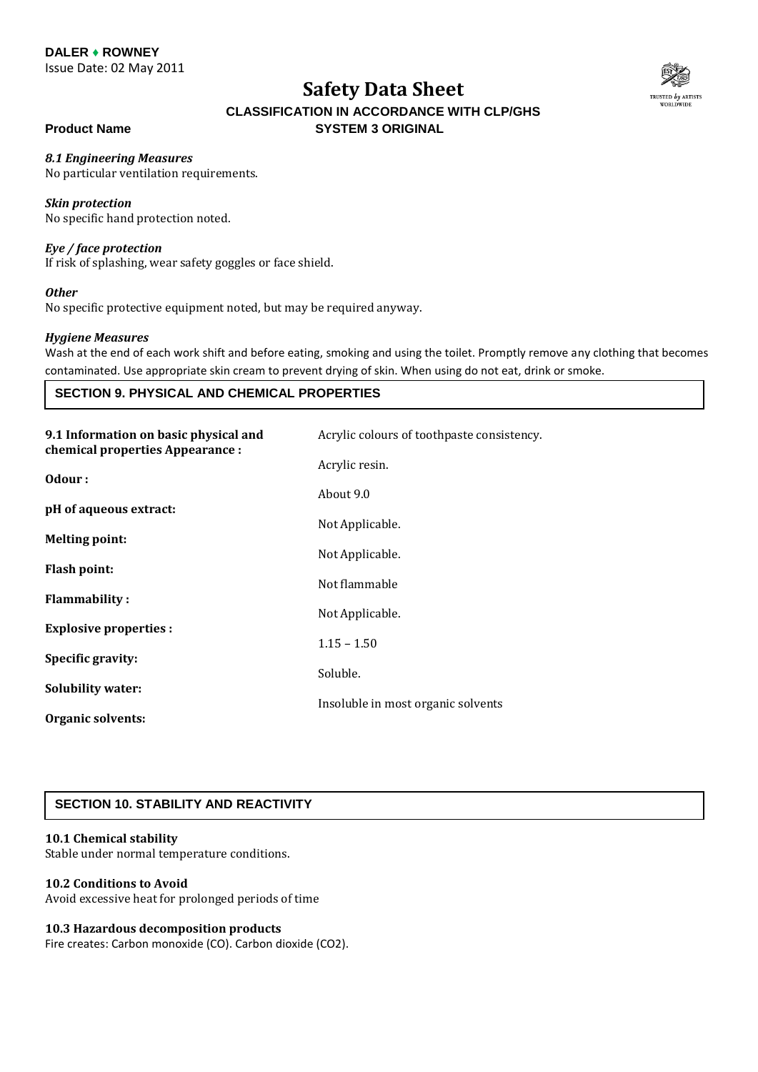#### *8.1 Engineering Measures*

No particular ventilation requirements.

#### *Skin protection*

No specific hand protection noted.

#### *Eye / face protection*

If risk of splashing, wear safety goggles or face shield.

#### *Other*

No specific protective equipment noted, but may be required anyway.

#### *Hygiene Measures*

Wash at the end of each work shift and before eating, smoking and using the toilet. Promptly remove any clothing that becomes contaminated. Use appropriate skin cream to prevent drying of skin. When using do not eat, drink or smoke.

## SECTION 9. PHYSICAL AND CHEMICAL PROPERTIES

| **9.1 Information on basic physical and chemical properties Appearance :** | Acrylic colours of toothpaste consistency. |
|---|---|
| **Odour :** | Acrylic resin. |
| **pH of aqueous extract:** | About 9.0 |
| **Melting point:** | Not Applicable. |
| **Flash point:** | Not Applicable. |
| **Flammability :** | Not flammable |
| **Explosive properties :** | Not Applicable. |
| **Specific gravity:** | 1.15 – 1.50 |
| **Solubility water:** | Soluble. |
| **Organic solvents:** | Insoluble in most organic solvents |

## SECTION 10. STABILITY AND REACTIVITY

#### 10.1 Chemical stability

Stable under normal temperature conditions.

#### 10.2 Conditions to Avoid

Avoid excessive heat for prolonged periods of time

#### 10.3 Hazardous decomposition products

Fire creates: Carbon monoxide (CO). Carbon dioxide ($CO_2$).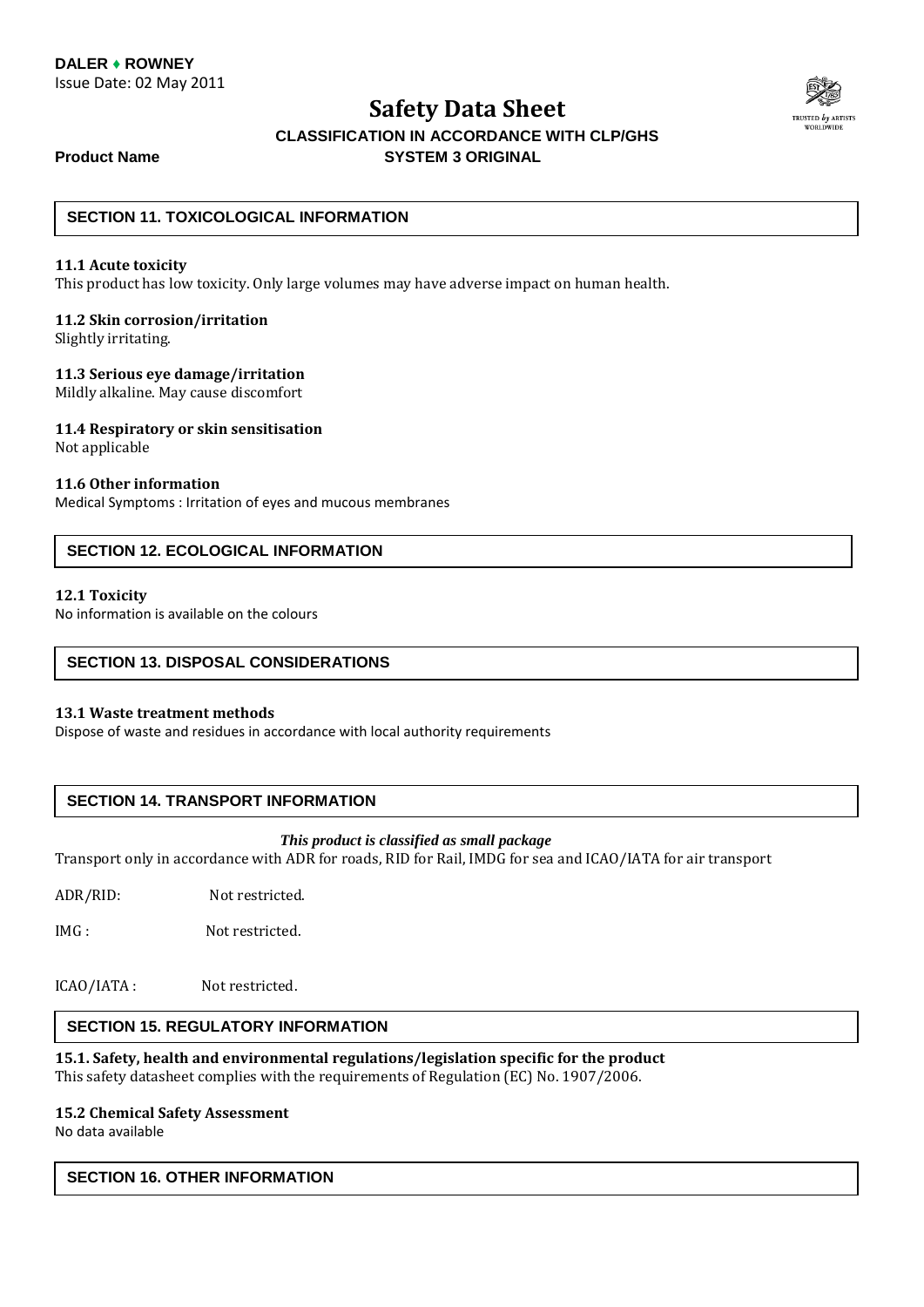## SECTION 11. TOXICOLOGICAL INFORMATION

**11.1 Acute toxicity**
This product has low toxicity. Only large volumes may have adverse impact on human health.

**11.2 Skin corrosion/irritation**
Slightly irritating.

**11.3 Serious eye damage/irritation**
Mildly alkaline. May cause discomfort

**11.4 Respiratory or skin sensitisation**
Not applicable

**11.6 Other information**
Medical Symptoms : Irritation of eyes and mucous membranes

## SECTION 12. ECOLOGICAL INFORMATION

**12.1 Toxicity**
No information is available on the colours

## SECTION 13. DISPOSAL CONSIDERATIONS

**13.1 Waste treatment methods**
Dispose of waste and residues in accordance with local authority requirements

## SECTION 14. TRANSPORT INFORMATION

***This product is classified as small package***

Transport only in accordance with ADR for roads, RID for Rail, IMDG for sea and ICAO/IATA for air transport

ADR/RID: Not restricted.

IMG : Not restricted.

ICAO/IATA : Not restricted.

## SECTION 15. REGULATORY INFORMATION

**15.1. Safety, health and environmental regulations/legislation specific for the product**
This safety datasheet complies with the requirements of Regulation (EC) No. 1907/2006.

**15.2 Chemical Safety Assessment**
No data available

## SECTION 16. OTHER INFORMATION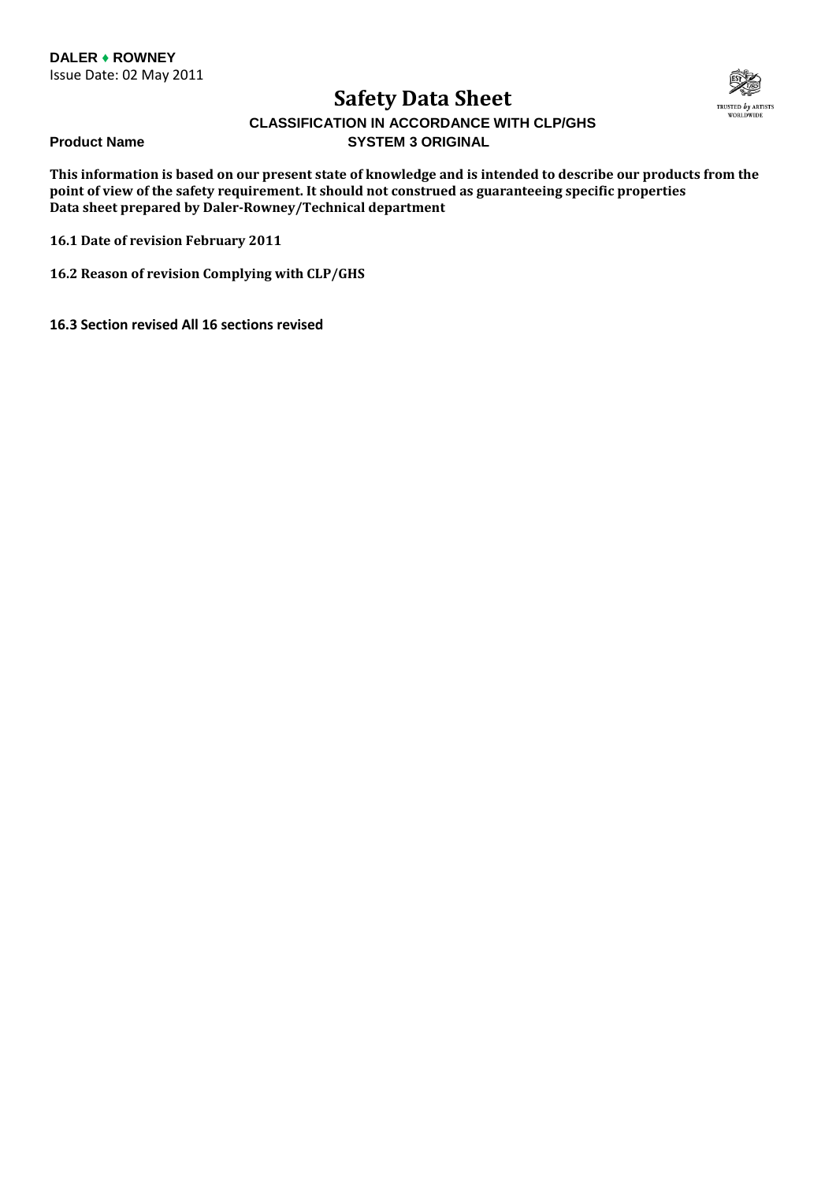**This information is based on our present state of knowledge and is intended to describe our products from the point of view of the safety requirement. It should not construed as guaranteeing specific properties**
**Data sheet prepared by Daler-Rowney/Technical department**

**16.1 Date of revision February 2011**

**16.2 Reason of revision Complying with CLP/GHS**

**16.3 Section revised All 16 sections revised**